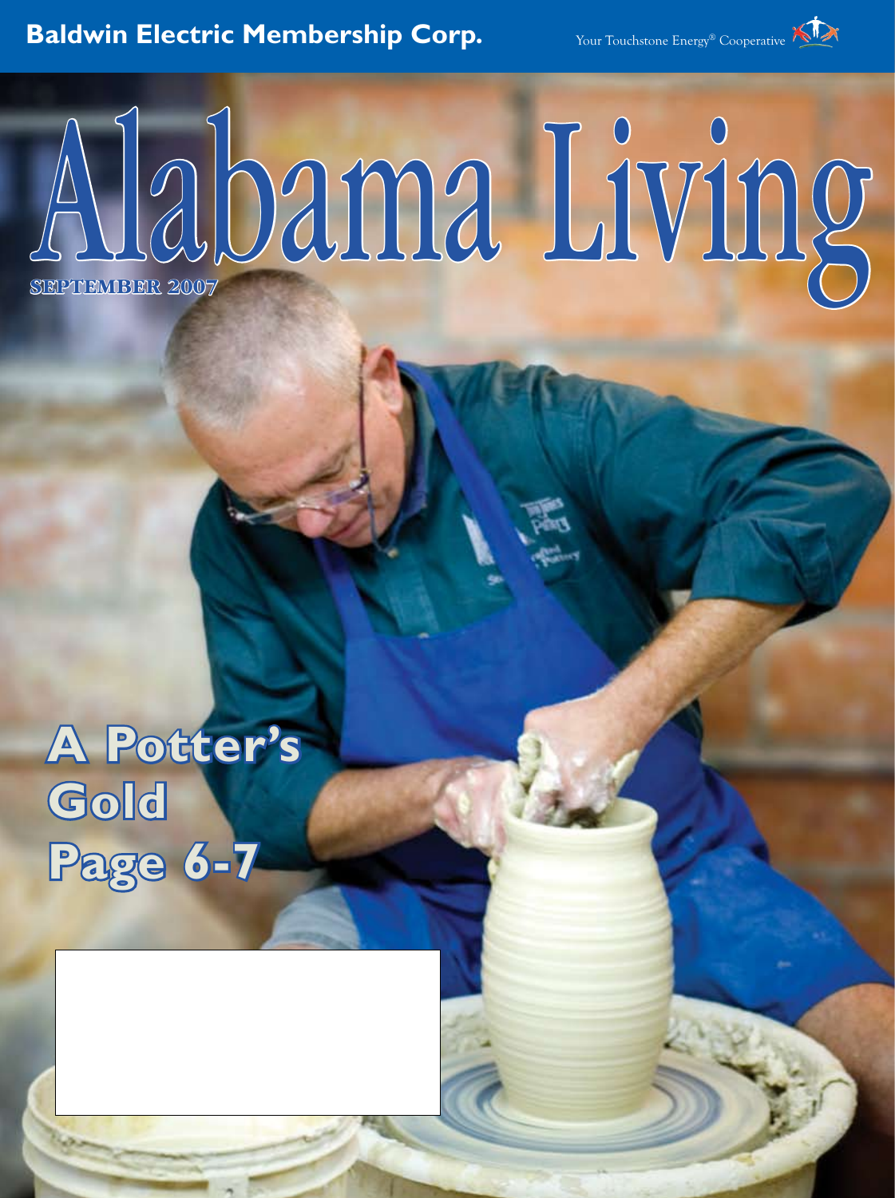Baldwin Electric Membership Corp.

Your Touchstone Energy® Cooperative

# Alabama Living

SEPTEMBER 2007

## A Potter's Gold
## Page 6-7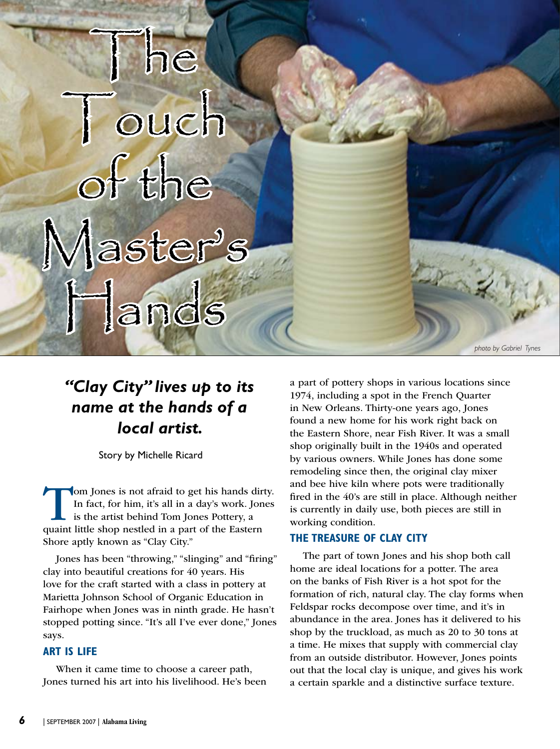# The Touch of the Master's Hands

photo by Gabriel Tynes

***"Clay City" lives up to its name at the hands of a local artist.***

Story by Michelle Ricard

Tom Jones is not afraid to get his hands dirty. In fact, for him, it's all in a day's work. Jones is the artist behind Tom Jones Pottery, a quaint little shop nestled in a part of the Eastern Shore aptly known as "Clay City."

Jones has been "throwing," "slinging" and "firing" clay into beautiful creations for 40 years. His love for the craft started with a class in pottery at Marietta Johnson School of Organic Education in Fairhope when Jones was in ninth grade. He hasn't stopped potting since. "It's all I've ever done," Jones says.

## ART IS LIFE

When it came time to choose a career path, Jones turned his art into his livelihood. He's been a part of pottery shops in various locations since 1974, including a spot in the French Quarter in New Orleans. Thirty-one years ago, Jones found a new home for his work right back on the Eastern Shore, near Fish River. It was a small shop originally built in the 1940s and operated by various owners. While Jones has done some remodeling since then, the original clay mixer and bee hive kiln where pots were traditionally fired in the 40's are still in place. Although neither is currently in daily use, both pieces are still in working condition.

## THE TREASURE OF CLAY CITY

The part of town Jones and his shop both call home are ideal locations for a potter. The area on the banks of Fish River is a hot spot for the formation of rich, natural clay. The clay forms when Feldspar rocks decompose over time, and it's in abundance in the area. Jones has it delivered to his shop by the truckload, as much as 20 to 30 tons at a time. He mixes that supply with commercial clay from an outside distributor. However, Jones points out that the local clay is unique, and gives his work a certain sparkle and a distinctive surface texture.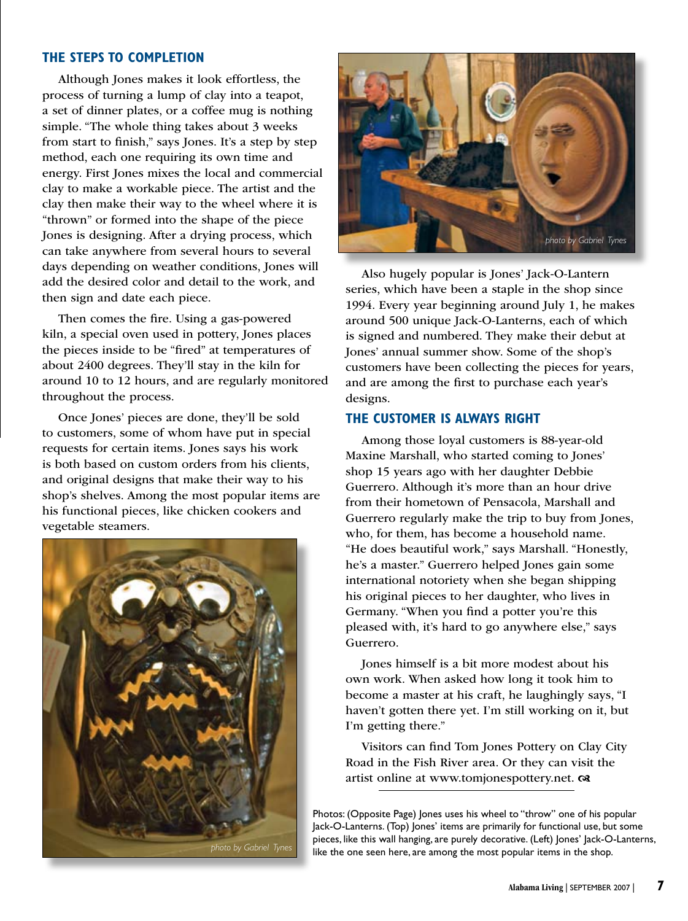## THE STEPS TO COMPLETION

Although Jones makes it look effortless, the process of turning a lump of clay into a teapot, a set of dinner plates, or a coffee mug is nothing simple. "The whole thing takes about 3 weeks from start to finish," says Jones. It's a step by step method, each one requiring its own time and energy. First Jones mixes the local and commercial clay to make a workable piece. The artist and the clay then make their way to the wheel where it is "thrown" or formed into the shape of the piece Jones is designing. After a drying process, which can take anywhere from several hours to several days depending on weather conditions, Jones will add the desired color and detail to the work, and then sign and date each piece.

Then comes the fire. Using a gas-powered kiln, a special oven used in pottery, Jones places the pieces inside to be "fired" at temperatures of about 2400 degrees. They'll stay in the kiln for around 10 to 12 hours, and are regularly monitored throughout the process.

Once Jones' pieces are done, they'll be sold to customers, some of whom have put in special requests for certain items. Jones says his work is both based on custom orders from his clients, and original designs that make their way to his shop's shelves. Among the most popular items are his functional pieces, like chicken cookers and vegetable steamers.

*photo by Gabriel Tynes*

*photo by Gabriel Tynes*

Also hugely popular is Jones' Jack-O-Lantern series, which have been a staple in the shop since 1994. Every year beginning around July 1, he makes around 500 unique Jack-O-Lanterns, each of which is signed and numbered. They make their debut at Jones' annual summer show. Some of the shop's customers have been collecting the pieces for years, and are among the first to purchase each year's designs.

## THE CUSTOMER IS ALWAYS RIGHT

Among those loyal customers is 88-year-old Maxine Marshall, who started coming to Jones' shop 15 years ago with her daughter Debbie Guerrero. Although it's more than an hour drive from their hometown of Pensacola, Marshall and Guerrero regularly make the trip to buy from Jones, who, for them, has become a household name. "He does beautiful work," says Marshall. "Honestly, he's a master." Guerrero helped Jones gain some international notoriety when she began shipping his original pieces to her daughter, who lives in Germany. "When you find a potter you're this pleased with, it's hard to go anywhere else," says Guerrero.

Jones himself is a bit more modest about his own work. When asked how long it took him to become a master at his craft, he laughingly says, "I haven't gotten there yet. I'm still working on it, but I'm getting there."

Visitors can find Tom Jones Pottery on Clay City Road in the Fish River area. Or they can visit the artist online at www.tomjonespottery.net.

Photos: (Opposite Page) Jones uses his wheel to "throw" one of his popular Jack-O-Lanterns. (Top) Jones' items are primarily for functional use, but some pieces, like this wall hanging, are purely decorative. (Left) Jones' Jack-O-Lanterns, like the one seen here, are among the most popular items in the shop.